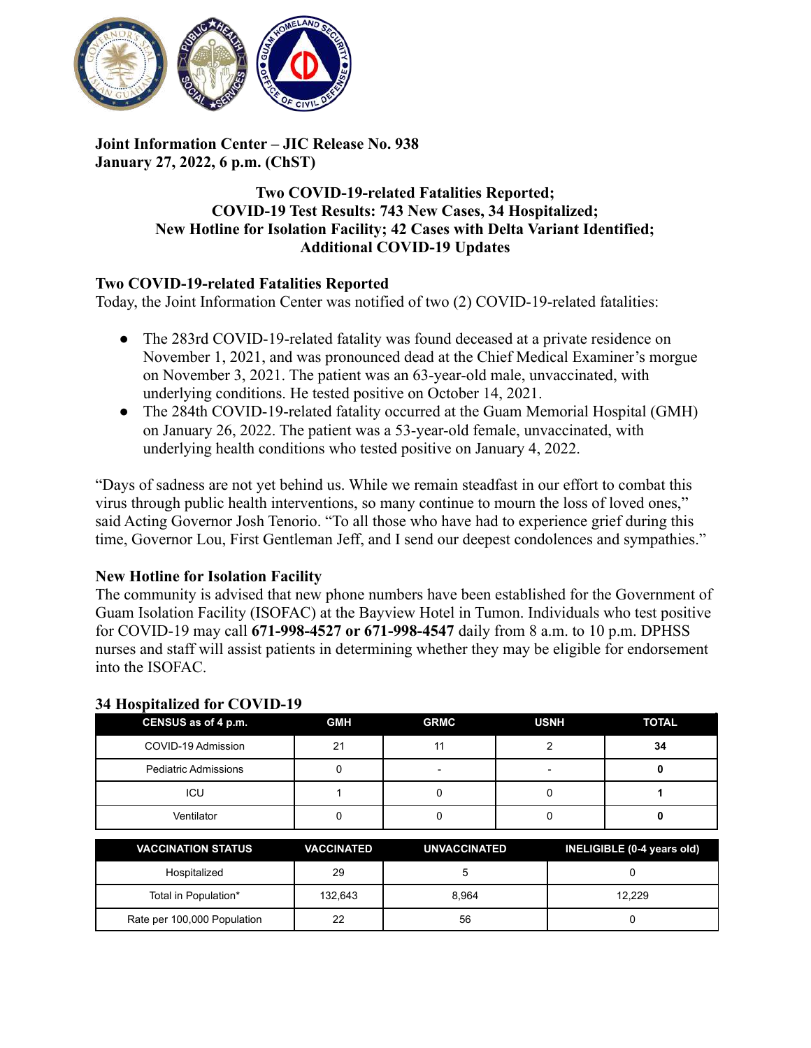**Joint Information Center – JIC Release No. 938**
**January 27, 2022, 6 p.m. (ChST)**

# Two COVID-19-related Fatalities Reported; COVID-19 Test Results: 743 New Cases, 34 Hospitalized; New Hotline for Isolation Facility; 42 Cases with Delta Variant Identified; Additional COVID-19 Updates

## Two COVID-19-related Fatalities Reported

Today, the Joint Information Center was notified of two (2) COVID-19-related fatalities:

- The 283rd COVID-19-related fatality was found deceased at a private residence on November 1, 2021, and was pronounced dead at the Chief Medical Examiner's morgue on November 3, 2021. The patient was an 63-year-old male, unvaccinated, with underlying conditions. He tested positive on October 14, 2021.
- The 284th COVID-19-related fatality occurred at the Guam Memorial Hospital (GMH) on January 26, 2022. The patient was a 53-year-old female, unvaccinated, with underlying health conditions who tested positive on January 4, 2022.

"Days of sadness are not yet behind us. While we remain steadfast in our effort to combat this virus through public health interventions, so many continue to mourn the loss of loved ones," said Acting Governor Josh Tenorio. "To all those who have had to experience grief during this time, Governor Lou, First Gentleman Jeff, and I send our deepest condolences and sympathies."

## New Hotline for Isolation Facility

The community is advised that new phone numbers have been established for the Government of Guam Isolation Facility (ISOFAC) at the Bayview Hotel in Tumon. Individuals who test positive for COVID-19 may call **671-998-4527 or 671-998-4547** daily from 8 a.m. to 10 p.m. DPHSS nurses and staff will assist patients in determining whether they may be eligible for endorsement into the ISOFAC.

## 34 Hospitalized for COVID-19

| CENSUS as of 4 p.m. | GMH | GRMC | USNH | TOTAL |
|---|---|---|---|---|
| COVID-19 Admission | 21 | 11 | 2 | **34** |
| Pediatric Admissions | 0 | - | - | **0** |
| ICU | 1 | 0 | 0 | **1** |
| Ventilator | 0 | 0 | 0 | **0** |

| VACCINATION STATUS | VACCINATED | UNVACCINATED | INELIGIBLE (0-4 years old) |
|---|---|---|---|
| Hospitalized | 29 | 5 | 0 |
| Total in Population* | 132,643 | 8,964 | 12,229 |
| Rate per 100,000 Population | 22 | 56 | 0 |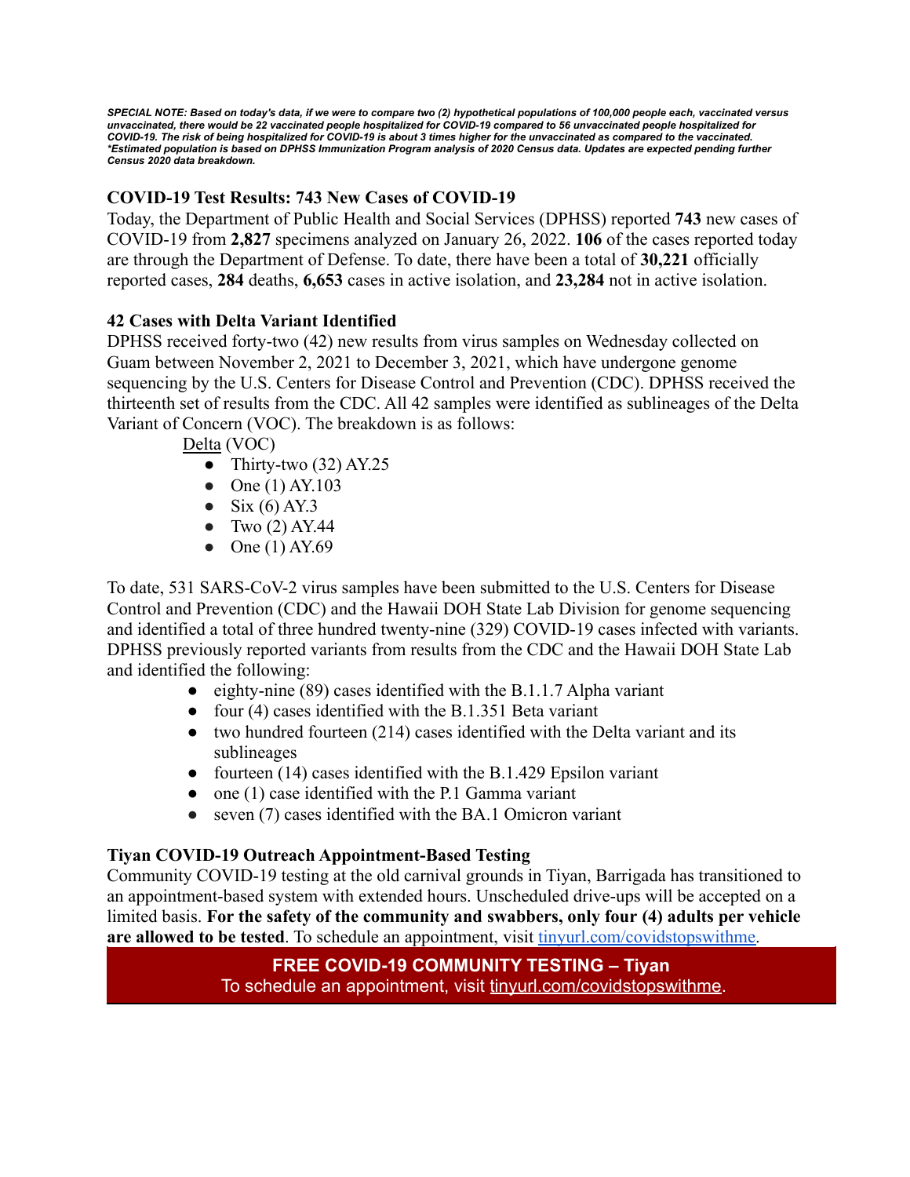***SPECIAL NOTE: Based on today's data, if we were to compare two (2) hypothetical populations of 100,000 people each, vaccinated versus unvaccinated, there would be 22 vaccinated people hospitalized for COVID-19 compared to 56 unvaccinated people hospitalized for COVID-19. The risk of being hospitalized for COVID-19 is about 3 times higher for the unvaccinated as compared to the vaccinated. *Estimated population is based on DPHSS Immunization Program analysis of 2020 Census data. Updates are expected pending further Census 2020 data breakdown.***

### COVID-19 Test Results: 743 New Cases of COVID-19

Today, the Department of Public Health and Social Services (DPHSS) reported **743** new cases of COVID-19 from **2,827** specimens analyzed on January 26, 2022. **106** of the cases reported today are through the Department of Defense. To date, there have been a total of **30,221** officially reported cases, **284** deaths, **6,653** cases in active isolation, and **23,284** not in active isolation.

### 42 Cases with Delta Variant Identified

DPHSS received forty-two (42) new results from virus samples on Wednesday collected on Guam between November 2, 2021 to December 3, 2021, which have undergone genome sequencing by the U.S. Centers for Disease Control and Prevention (CDC). DPHSS received the thirteenth set of results from the CDC. All 42 samples were identified as sublineages of the Delta Variant of Concern (VOC). The breakdown is as follows:

Delta (VOC)

- Thirty-two (32) AY.25
- One (1) AY.103
- Six (6) AY.3
- Two (2) AY.44
- One (1) AY.69

To date, 531 SARS-CoV-2 virus samples have been submitted to the U.S. Centers for Disease Control and Prevention (CDC) and the Hawaii DOH State Lab Division for genome sequencing and identified a total of three hundred twenty-nine (329) COVID-19 cases infected with variants. DPHSS previously reported variants from results from the CDC and the Hawaii DOH State Lab and identified the following:

- eighty-nine (89) cases identified with the B.1.1.7 Alpha variant
- four (4) cases identified with the B.1.351 Beta variant
- two hundred fourteen (214) cases identified with the Delta variant and its sublineages
- fourteen (14) cases identified with the B.1.429 Epsilon variant
- one (1) case identified with the P.1 Gamma variant
- seven (7) cases identified with the BA.1 Omicron variant

### Tiyan COVID-19 Outreach Appointment-Based Testing

Community COVID-19 testing at the old carnival grounds in Tiyan, Barrigada has transitioned to an appointment-based system with extended hours. Unscheduled drive-ups will be accepted on a limited basis. **For the safety of the community and swabbers, only four (4) adults per vehicle are allowed to be tested**. To schedule an appointment, visit [tinyurl.com/covidstopswithme](tinyurl.com/covidstopswithme).

**FREE COVID-19 COMMUNITY TESTING – Tiyan**
To schedule an appointment, visit [tinyurl.com/covidstopswithme](tinyurl.com/covidstopswithme).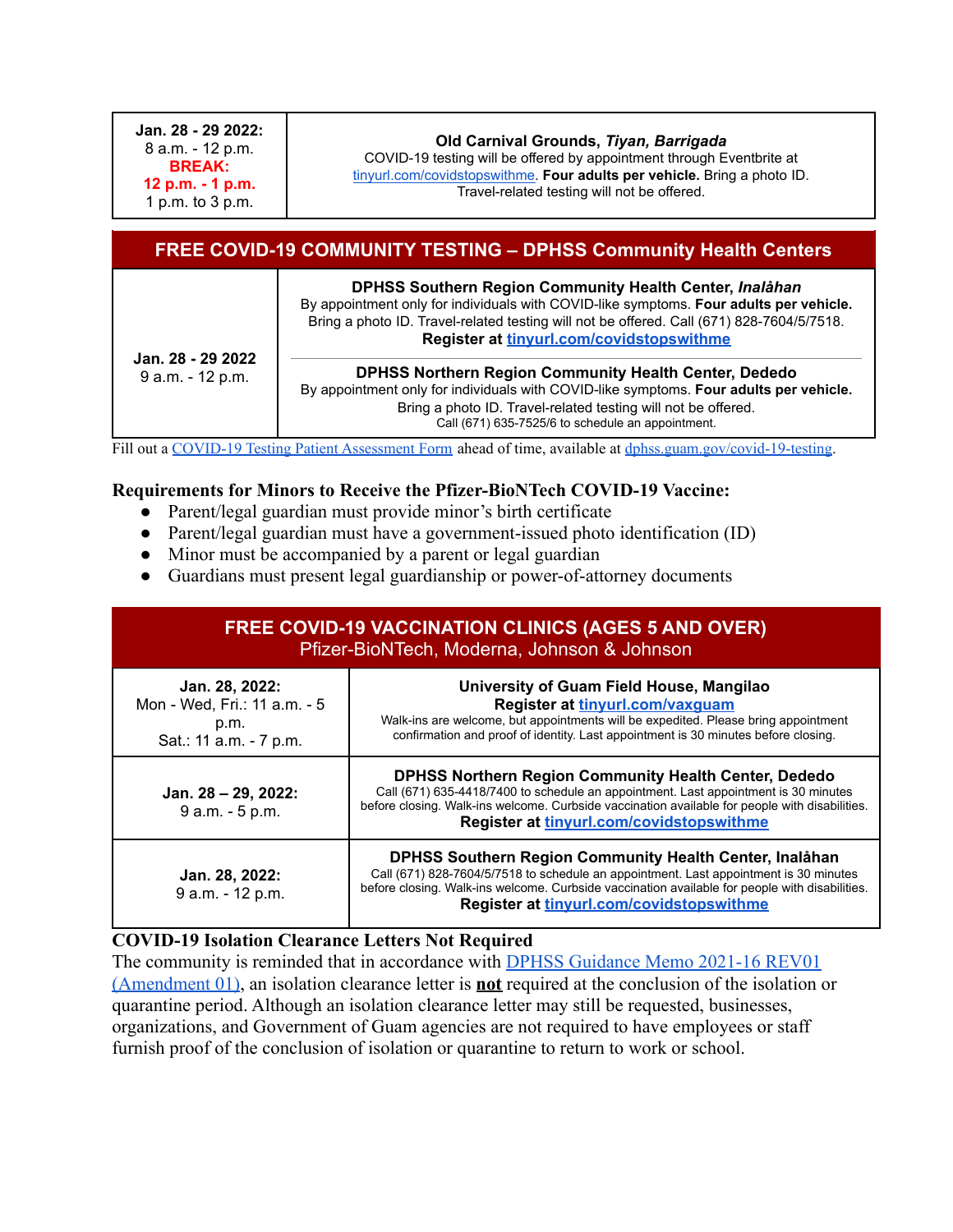| Jan. 28 - 29 2022:<br>8 a.m. - 12 p.m.<br>**BREAK:**<br>**12 p.m. - 1 p.m.**<br>1 p.m. to 3 p.m. | **Old Carnival Grounds, *Tiyan, Barrigada***<br>COVID-19 testing will be offered by appointment through Eventbrite at tinyurl.com/covidstopswithme. **Four adults per vehicle.** Bring a photo ID. Travel-related testing will not be offered. |
|---|---|

| FREE COVID-19 COMMUNITY TESTING – DPHSS Community Health Centers | |
|---|---|
| **Jan. 28 - 29 2022**<br>9 a.m. - 12 p.m. | **DPHSS Southern Region Community Health Center, *Inalåhan***<br>By appointment only for individuals with COVID-like symptoms. **Four adults per vehicle.** Bring a photo ID. Travel-related testing will not be offered. Call (671) 828-7604/5/7518.<br>**Register at tinyurl.com/covidstopswithme**<br><br>**DPHSS Northern Region Community Health Center, Dededo**<br>By appointment only for individuals with COVID-like symptoms. **Four adults per vehicle.** Bring a photo ID. Travel-related testing will not be offered.<br>Call (671) 635-7525/6 to schedule an appointment. |

Fill out a COVID-19 Testing Patient Assessment Form ahead of time, available at dphss.guam.gov/covid-19-testing.

**Requirements for Minors to Receive the Pfizer-BioNTech COVID-19 Vaccine:**

- Parent/legal guardian must provide minor's birth certificate
- Parent/legal guardian must have a government-issued photo identification (ID)
- Minor must be accompanied by a parent or legal guardian
- Guardians must present legal guardianship or power-of-attorney documents

| FREE COVID-19 VACCINATION CLINICS (AGES 5 AND OVER)<br>Pfizer-BioNTech, Moderna, Johnson & Johnson | |
|---|---|
| **Jan. 28, 2022:**<br>Mon - Wed, Fri.: 11 a.m. - 5 p.m.<br>Sat.: 11 a.m. - 7 p.m. | **University of Guam Field House, Mangilao**<br>**Register at tinyurl.com/vaxguam**<br>Walk-ins are welcome, but appointments will be expedited. Please bring appointment confirmation and proof of identity. Last appointment is 30 minutes before closing. |
| **Jan. 28 – 29, 2022:**<br>9 a.m. - 5 p.m. | **DPHSS Northern Region Community Health Center, Dededo**<br>Call (671) 635-4418/7400 to schedule an appointment. Last appointment is 30 minutes before closing. Walk-ins welcome. Curbside vaccination available for people with disabilities.<br>**Register at tinyurl.com/covidstopswithme** |
| **Jan. 28, 2022:**<br>9 a.m. - 12 p.m. | **DPHSS Southern Region Community Health Center, Inalåhan**<br>Call (671) 828-7604/5/7518 to schedule an appointment. Last appointment is 30 minutes before closing. Walk-ins welcome. Curbside vaccination available for people with disabilities.<br>**Register at tinyurl.com/covidstopswithme** |

**COVID-19 Isolation Clearance Letters Not Required**

The community is reminded that in accordance with DPHSS Guidance Memo 2021-16 REV01 (Amendment 01), an isolation clearance letter is **not** required at the conclusion of the isolation or quarantine period. Although an isolation clearance letter may still be requested, businesses, organizations, and Government of Guam agencies are not required to have employees or staff furnish proof of the conclusion of isolation or quarantine to return to work or school.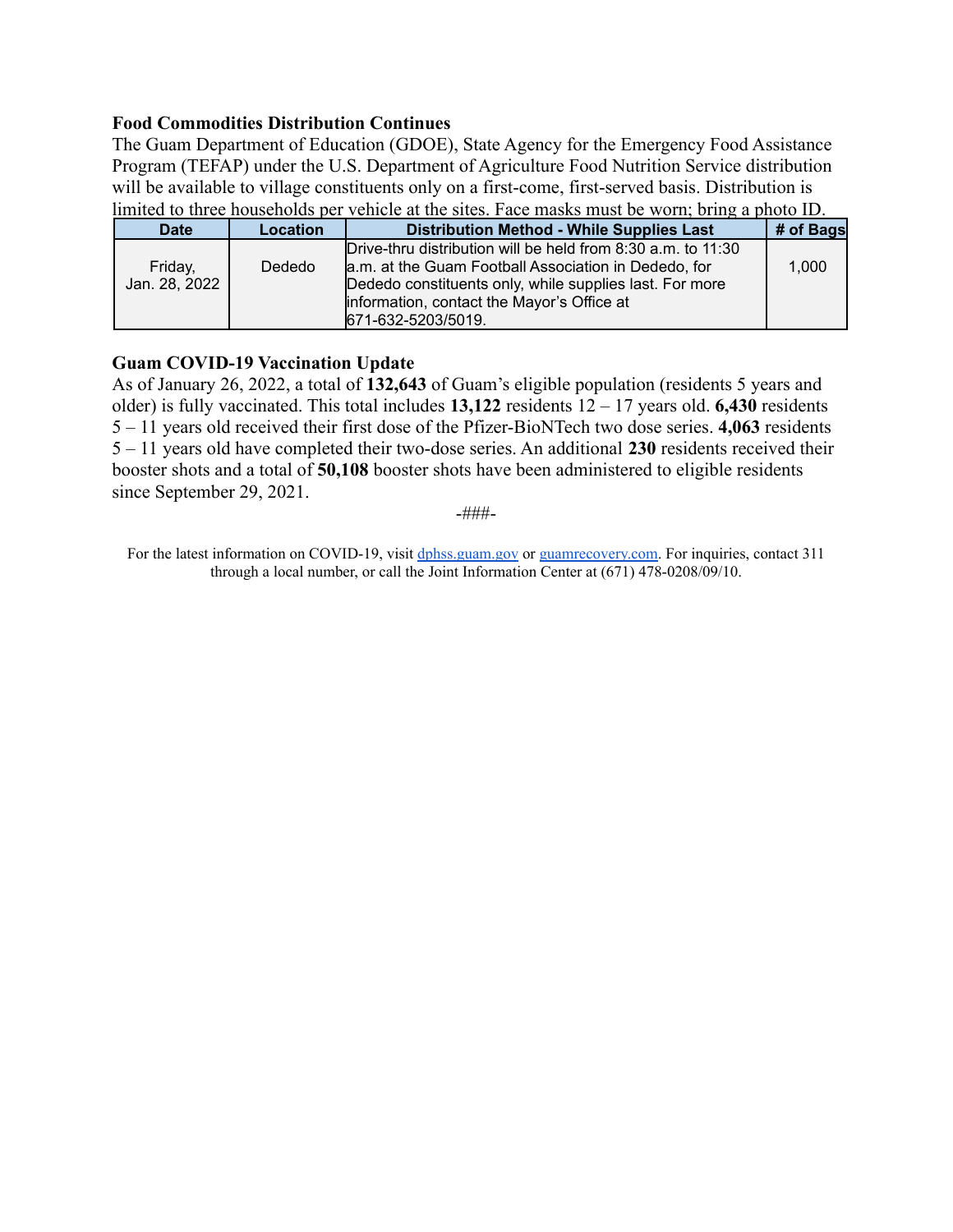**Food Commodities Distribution Continues**

The Guam Department of Education (GDOE), State Agency for the Emergency Food Assistance Program (TEFAP) under the U.S. Department of Agriculture Food Nutrition Service distribution will be available to village constituents only on a first-come, first-served basis. Distribution is limited to three households per vehicle at the sites. Face masks must be worn; bring a photo ID.

| Date | Location | Distribution Method - While Supplies Last | # of Bags |
|---|---|---|---|
| Friday, Jan. 28, 2022 | Dededo | Drive-thru distribution will be held from 8:30 a.m. to 11:30 a.m. at the Guam Football Association in Dededo, for Dededo constituents only, while supplies last. For more information, contact the Mayor's Office at 671-632-5203/5019. | 1,000 |

**Guam COVID-19 Vaccination Update**

As of January 26, 2022, a total of **132,643** of Guam's eligible population (residents 5 years and older) is fully vaccinated. This total includes **13,122** residents 12 – 17 years old. **6,430** residents 5 – 11 years old received their first dose of the Pfizer-BioNTech two dose series. **4,063** residents 5 – 11 years old have completed their two-dose series. An additional **230** residents received their booster shots and a total of **50,108** booster shots have been administered to eligible residents since September 29, 2021.

-###-

For the latest information on COVID-19, visit dphss.guam.gov or guamrecovery.com. For inquiries, contact 311 through a local number, or call the Joint Information Center at (671) 478-0208/09/10.